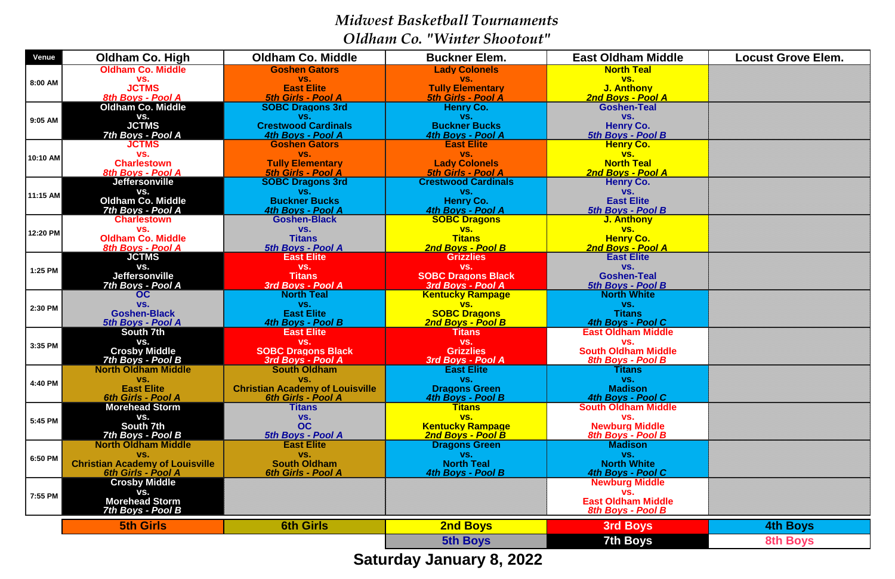# *Midwest Basketball Tournaments*

## *Oldham Co. "Winter Shootout"*

| Venue | Oldham Co. High | Oldham Co. Middle | Buckner Elem. | East Oldham Middle | Locust Grove Elem. |
|---|---|---|---|---|---|
| 8:00 AM | Oldham Co. Middle vs. JCTMS *8th Boys - Pool A* | Goshen Gators vs. East Elite *5th Girls - Pool A* | Lady Colonels vs. Tully Elementary *5th Girls - Pool A* | North Teal vs. J. Anthony *2nd Boys - Pool A* | |
| 9:05 AM | Oldham Co. Middle vs. JCTMS *7th Boys - Pool A* | SOBC Dragons 3rd vs. Crestwood Cardinals *4th Boys - Pool A* | Henry Co. vs. Buckner Bucks *4th Boys - Pool A* | Goshen-Teal vs. Henry Co. *5th Boys - Pool B* | |
| 10:10 AM | JCTMS vs. Charlestown *8th Boys - Pool A* | Goshen Gators vs. Tully Elementary *5th Girls - Pool A* | East Elite vs. Lady Colonels *5th Girls - Pool A* | Henry Co. vs. North Teal *2nd Boys - Pool A* | |
| 11:15 AM | Jeffersonville vs. Oldham Co. Middle *7th Boys - Pool A* | SOBC Dragons 3rd vs. Buckner Bucks *4th Boys - Pool A* | Crestwood Cardinals vs. Henry Co. *4th Boys - Pool A* | Henry Co. vs. East Elite *5th Boys - Pool B* | |
| 12:20 PM | Charlestown vs. Oldham Co. Middle *8th Boys - Pool A* | Goshen-Black vs. Titans *5th Boys - Pool A* | SOBC Dragons vs. Titans *2nd Boys - Pool B* | J. Anthony vs. Henry Co. *2nd Boys - Pool A* | |
| 1:25 PM | JCTMS vs. Jeffersonville *7th Boys - Pool A* | East Elite vs. Titans *3rd Boys - Pool A* | Grizzlies vs. SOBC Dragons Black *3rd Boys - Pool A* | East Elite vs. Goshen-Teal *5th Boys - Pool B* | |
| 2:30 PM | OC vs. Goshen-Black *5th Boys - Pool A* | North Teal vs. East Elite *4th Boys - Pool B* | Kentucky Rampage vs. SOBC Dragons *2nd Boys - Pool B* | North White vs. Titans *4th Boys - Pool C* | |
| 3:35 PM | South 7th vs. Crosby Middle *7th Boys - Pool B* | East Elite vs. SOBC Dragons Black *3rd Boys - Pool A* | Titans vs. Grizzlies *3rd Boys - Pool A* | East Oldham Middle vs. South Oldham Middle *8th Boys - Pool B* | |
| 4:40 PM | North Oldham Middle vs. East Elite *6th Girls - Pool A* | South Oldham vs. Christian Academy of Louisville *6th Girls - Pool A* | East Elite vs. Dragons Green *4th Boys - Pool B* | Titans vs. Madison *4th Boys - Pool C* | |
| 5:45 PM | Morehead Storm vs. South 7th *7th Boys - Pool B* | Titans vs. OC *5th Boys - Pool A* | Titans vs. Kentucky Rampage *2nd Boys - Pool B* | South Oldham Middle vs. Newburg Middle *8th Boys - Pool B* | |
| 6:50 PM | North Oldham Middle vs. Christian Academy of Louisville *6th Girls - Pool A* | East Elite vs. South Oldham *6th Girls - Pool A* | Dragons Green vs. North Teal *4th Boys - Pool B* | Madison vs. North White *4th Boys - Pool C* | |
| 7:55 PM | Crosby Middle vs. Morehead Storm *7th Boys - Pool B* | | | Newburg Middle vs. East Oldham Middle *8th Boys - Pool B* | |

| 5th Girls | 6th Girls | 2nd Boys | 3rd Boys | 4th Boys |
|---|---|---|---|---|
| | | 5th Boys | 7th Boys | 8th Boys |

**Saturday January 8, 2022**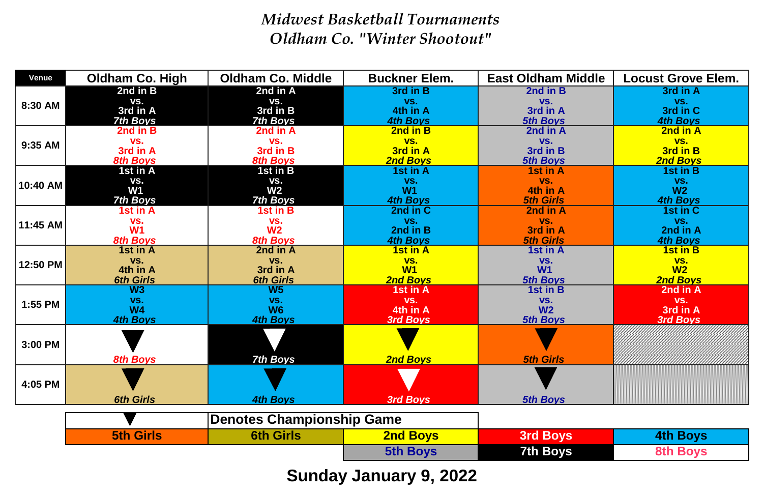# Midwest Basketball Tournaments
## Oldham Co. "Winter Shootout"

| Venue | Oldham Co. High | Oldham Co. Middle | Buckner Elem. | East Oldham Middle | Locust Grove Elem. |
|---|---|---|---|---|---|
| 8:30 AM | 2nd in B vs. 3rd in A *7th Boys* | 2nd in A vs. 3rd in B *7th Boys* | 3rd in B vs. 4th in A *4th Boys* | 2nd in B vs. 3rd in A *5th Boys* | 3rd in A vs. 3rd in C *4th Boys* |
| 9:35 AM | 2nd in B vs. 3rd in A *8th Boys* | 2nd in A vs. 3rd in B *8th Boys* | 2nd in B vs. 3rd in A *2nd Boys* | 2nd in A vs. 3rd in B *5th Boys* | 2nd in A vs. 3rd in B *2nd Boys* |
| 10:40 AM | 1st in A vs. W1 *7th Boys* | 1st in B vs. W2 *7th Boys* | 1st in A vs. W1 *4th Boys* | 1st in A vs. 4th in A *5th Girls* | 1st in B vs. W2 *4th Boys* |
| 11:45 AM | 1st in A vs. W1 *8th Boys* | 1st in B vs. W2 *8th Boys* | 2nd in C vs. 2nd in B *4th Boys* | 2nd in A vs. 3rd in A *5th Girls* | 1st in C vs. 2nd in A *4th Boys* |
| 12:50 PM | 1st in A vs. 4th in A *6th Girls* | 2nd in A vs. 3rd in A *6th Girls* | 1st in A vs. W1 *2nd Boys* | 1st in A vs. W1 *5th Boys* | 1st in B vs. W2 *2nd Boys* |
| 1:55 PM | W3 vs. W4 *4th Boys* | W5 vs. W6 *4th Boys* | 1st in A vs. 4th in A *3rd Boys* | 1st in B vs. W2 *5th Boys* | 2nd in A vs. 3rd in A *3rd Boys* |
| 3:00 PM | ▼ *8th Boys* | ▼ *7th Boys* | ▼ *2nd Boys* | ▼ *5th Girls* | |
| 4:05 PM | ▼ *6th Girls* | ▼ *4th Boys* | ▼ *3rd Boys* | ▼ *5th Boys* | |

▼ Denotes Championship Game

| | | | | |
|---|---|---|---|---|
| 5th Girls | 6th Girls | 2nd Boys | 3rd Boys | 4th Boys |
| | | 5th Boys | 7th Boys | 8th Boys |

**Sunday January 9, 2022**